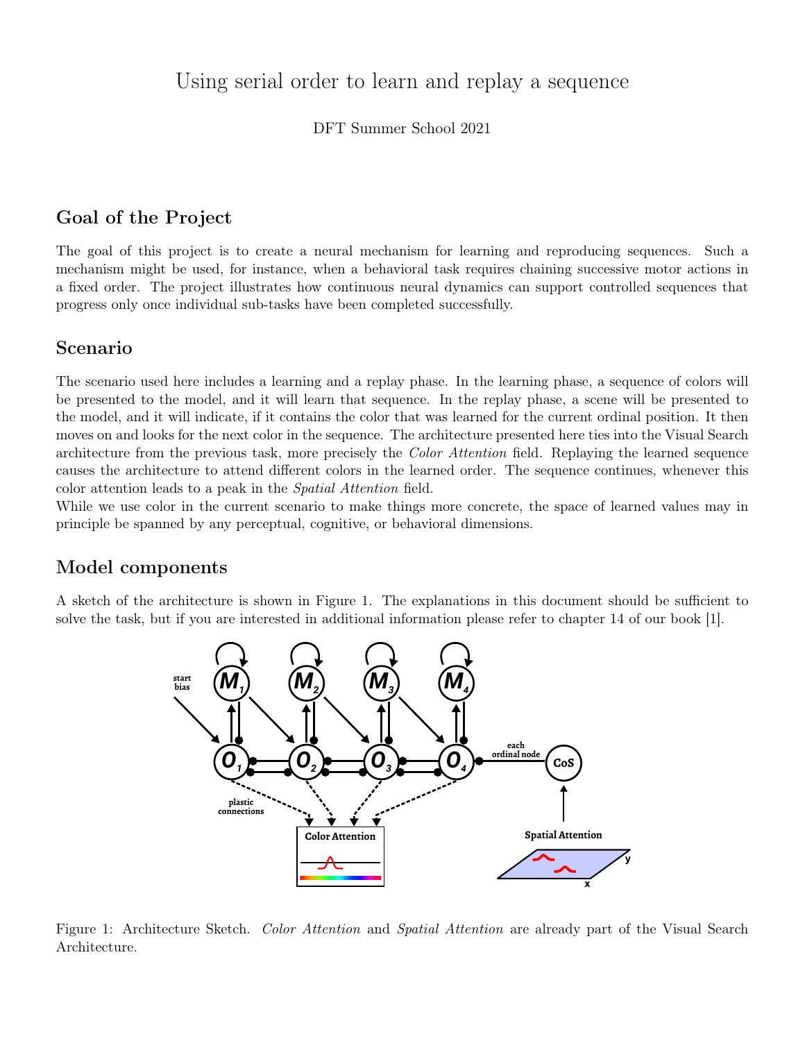# Using serial order to learn and replay a sequence

DFT Summer School 2021

## Goal of the Project

The goal of this project is to create a neural mechanism for learning and reproducing sequences. Such a mechanism might be used, for instance, when a behavioral task requires chaining successive motor actions in a fixed order. The project illustrates how continuous neural dynamics can support controlled sequences that progress only once individual sub-tasks have been completed successfully.

## Scenario

The scenario used here includes a learning and a replay phase. In the learning phase, a sequence of colors will be presented to the model, and it will learn that sequence. In the replay phase, a scene will be presented to the model, and it will indicate, if it contains the color that was learned for the current ordinal position. It then moves on and looks for the next color in the sequence. The architecture presented here ties into the Visual Search architecture from the previous task, more precisely the *Color Attention* field. Replaying the learned sequence causes the architecture to attend different colors in the learned order. The sequence continues, whenever this color attention leads to a peak in the *Spatial Attention* field.

While we use color in the current scenario to make things more concrete, the space of learned values may in principle be spanned by any perceptual, cognitive, or behavioral dimensions.

## Model components

A sketch of the architecture is shown in Figure 1. The explanations in this document should be sufficient to solve the task, but if you are interested in additional information please refer to chapter 14 of our book [1].

Figure 1: Architecture Sketch. *Color Attention* and *Spatial Attention* are already part of the Visual Search Architecture.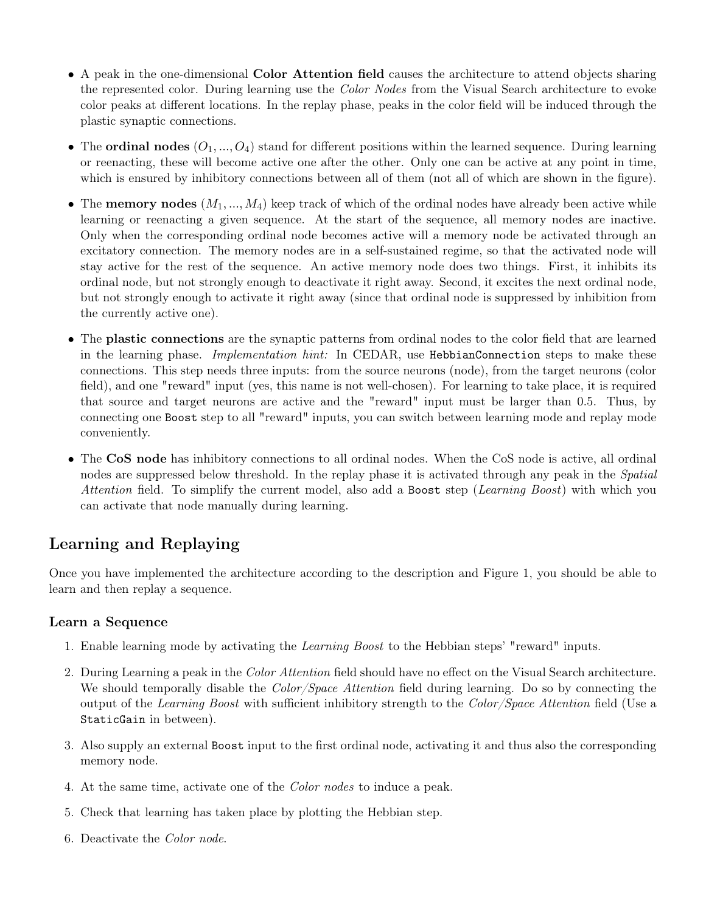- A peak in the one-dimensional **Color Attention field** causes the architecture to attend objects sharing the represented color. During learning use the *Color Nodes* from the Visual Search architecture to evoke color peaks at different locations. In the replay phase, peaks in the color field will be induced through the plastic synaptic connections.
- The **ordinal nodes** ($O_1, ..., O_4$) stand for different positions within the learned sequence. During learning or reenacting, these will become active one after the other. Only one can be active at any point in time, which is ensured by inhibitory connections between all of them (not all of which are shown in the figure).
- The **memory nodes** ($M_1, ..., M_4$) keep track of which of the ordinal nodes have already been active while learning or reenacting a given sequence. At the start of the sequence, all memory nodes are inactive. Only when the corresponding ordinal node becomes active will a memory node be activated through an excitatory connection. The memory nodes are in a self-sustained regime, so that the activated node will stay active for the rest of the sequence. An active memory node does two things. First, it inhibits its ordinal node, but not strongly enough to deactivate it right away. Second, it excites the next ordinal node, but not strongly enough to activate it right away (since that ordinal node is suppressed by inhibition from the currently active one).
- The **plastic connections** are the synaptic patterns from ordinal nodes to the color field that are learned in the learning phase. *Implementation hint:* In CEDAR, use `HebbianConnection` steps to make these connections. This step needs three inputs: from the source neurons (node), from the target neurons (color field), and one "reward" input (yes, this name is not well-chosen). For learning to take place, it is required that source and target neurons are active and the "reward" input must be larger than 0.5. Thus, by connecting one `Boost` step to all "reward" inputs, you can switch between learning mode and replay mode conveniently.
- The **CoS node** has inhibitory connections to all ordinal nodes. When the CoS node is active, all ordinal nodes are suppressed below threshold. In the replay phase it is activated through any peak in the *Spatial Attention* field. To simplify the current model, also add a `Boost` step (*Learning Boost*) with which you can activate that node manually during learning.

## Learning and Replaying

Once you have implemented the architecture according to the description and Figure 1, you should be able to learn and then replay a sequence.

### Learn a Sequence

1. Enable learning mode by activating the *Learning Boost* to the Hebbian steps' "reward" inputs.
2. During Learning a peak in the *Color Attention* field should have no effect on the Visual Search architecture. We should temporally disable the *Color/Space Attention* field during learning. Do so by connecting the output of the *Learning Boost* with sufficient inhibitory strength to the *Color/Space Attention* field (Use a `StaticGain` in between).
3. Also supply an external `Boost` input to the first ordinal node, activating it and thus also the corresponding memory node.
4. At the same time, activate one of the *Color nodes* to induce a peak.
5. Check that learning has taken place by plotting the Hebbian step.
6. Deactivate the *Color node*.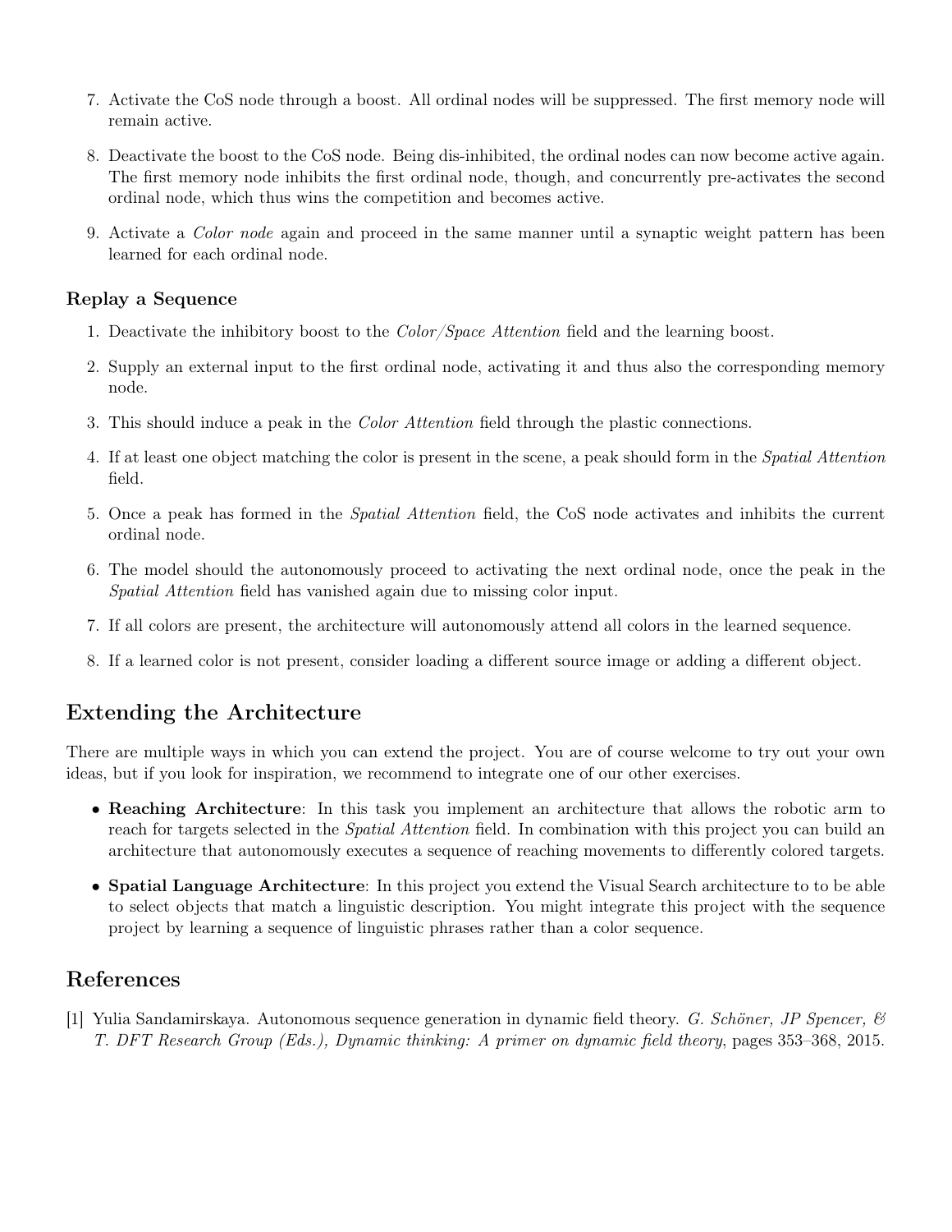7. Activate the CoS node through a boost. All ordinal nodes will be suppressed. The first memory node will remain active.
8. Deactivate the boost to the CoS node. Being dis-inhibited, the ordinal nodes can now become active again. The first memory node inhibits the first ordinal node, though, and concurrently pre-activates the second ordinal node, which thus wins the competition and becomes active.
9. Activate a *Color node* again and proceed in the same manner until a synaptic weight pattern has been learned for each ordinal node.

### Replay a Sequence

1. Deactivate the inhibitory boost to the *Color/Space Attention* field and the learning boost.
2. Supply an external input to the first ordinal node, activating it and thus also the corresponding memory node.
3. This should induce a peak in the *Color Attention* field through the plastic connections.
4. If at least one object matching the color is present in the scene, a peak should form in the *Spatial Attention* field.
5. Once a peak has formed in the *Spatial Attention* field, the CoS node activates and inhibits the current ordinal node.
6. The model should the autonomously proceed to activating the next ordinal node, once the peak in the *Spatial Attention* field has vanished again due to missing color input.
7. If all colors are present, the architecture will autonomously attend all colors in the learned sequence.
8. If a learned color is not present, consider loading a different source image or adding a different object.

## Extending the Architecture

There are multiple ways in which you can extend the project. You are of course welcome to try out your own ideas, but if you look for inspiration, we recommend to integrate one of our other exercises.

- **Reaching Architecture**: In this task you implement an architecture that allows the robotic arm to reach for targets selected in the *Spatial Attention* field. In combination with this project you can build an architecture that autonomously executes a sequence of reaching movements to differently colored targets.
- **Spatial Language Architecture**: In this project you extend the Visual Search architecture to to be able to select objects that match a linguistic description. You might integrate this project with the sequence project by learning a sequence of linguistic phrases rather than a color sequence.

## References

[1] Yulia Sandamirskaya. Autonomous sequence generation in dynamic field theory. *G. Schöner, JP Spencer, & T. DFT Research Group (Eds.), Dynamic thinking: A primer on dynamic field theory*, pages 353–368, 2015.